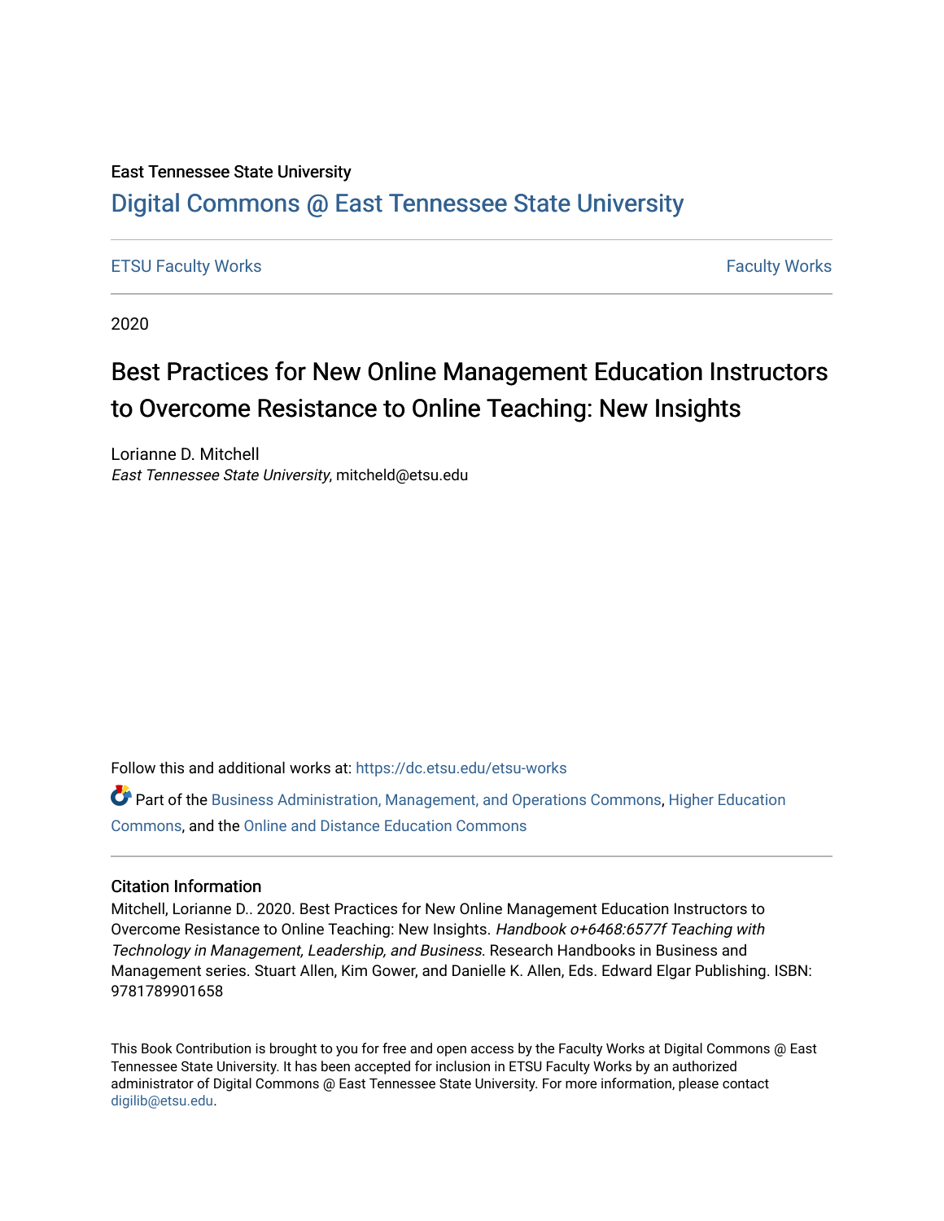East Tennessee State University

# Digital Commons @ East Tennessee State University

ETSU Faculty Works | Faculty Works

2020

# Best Practices for New Online Management Education Instructors to Overcome Resistance to Online Teaching: New Insights

Lorianne D. Mitchell
*East Tennessee State University*, mitcheld@etsu.edu

Follow this and additional works at: https://dc.etsu.edu/etsu-works

Part of the Business Administration, Management, and Operations Commons, Higher Education Commons, and the Online and Distance Education Commons

## Citation Information

Mitchell, Lorianne D.. 2020. Best Practices for New Online Management Education Instructors to Overcome Resistance to Online Teaching: New Insights. *Handbook o+6468:6577f Teaching with Technology in Management, Leadership, and Business*. Research Handbooks in Business and Management series. Stuart Allen, Kim Gower, and Danielle K. Allen, Eds. Edward Elgar Publishing. ISBN: 9781789901658

This Book Contribution is brought to you for free and open access by the Faculty Works at Digital Commons @ East Tennessee State University. It has been accepted for inclusion in ETSU Faculty Works by an authorized administrator of Digital Commons @ East Tennessee State University. For more information, please contact digilib@etsu.edu.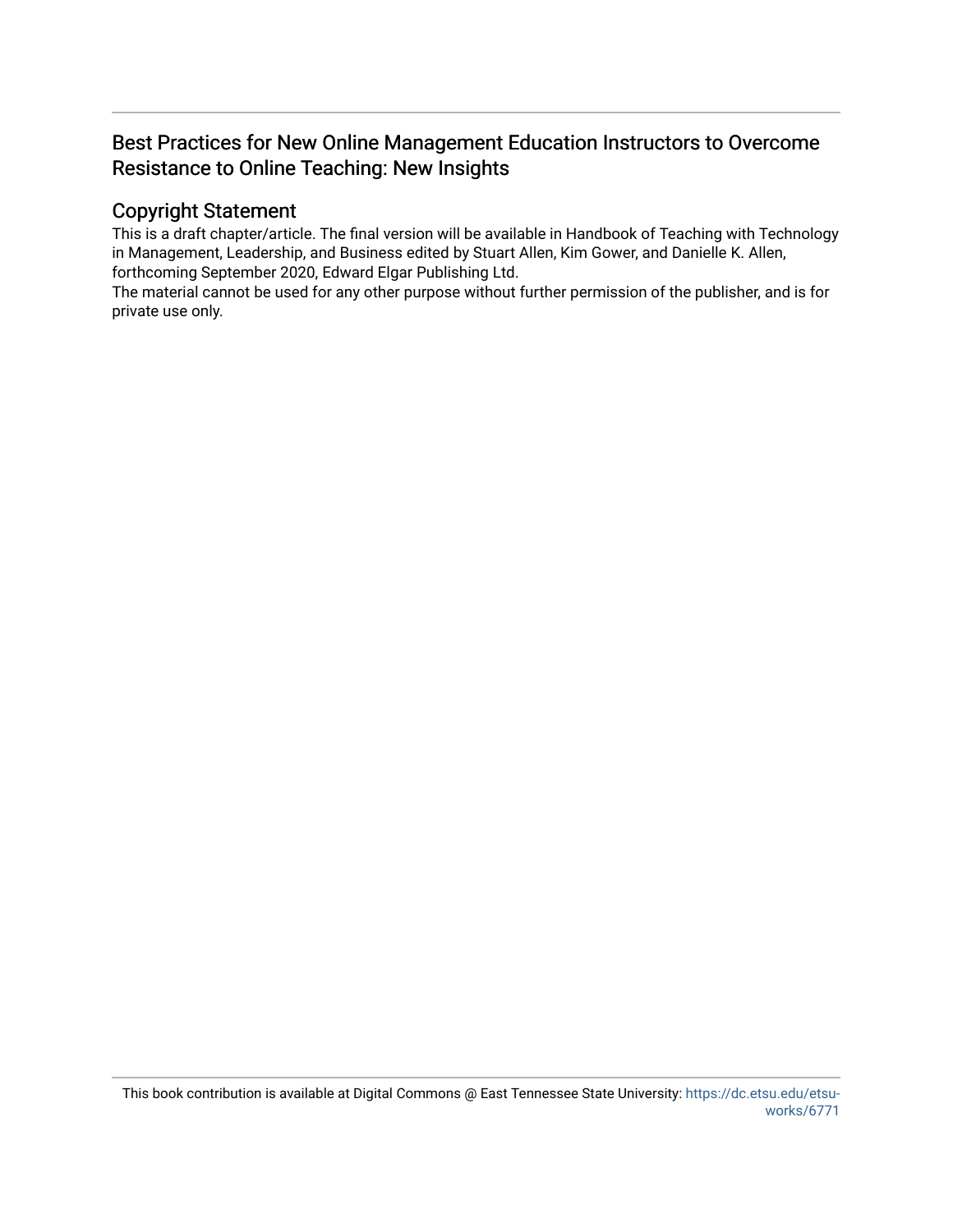# Best Practices for New Online Management Education Instructors to Overcome Resistance to Online Teaching: New Insights

## Copyright Statement

This is a draft chapter/article. The final version will be available in Handbook of Teaching with Technology in Management, Leadership, and Business edited by Stuart Allen, Kim Gower, and Danielle K. Allen, forthcoming September 2020, Edward Elgar Publishing Ltd.

The material cannot be used for any other purpose without further permission of the publisher, and is for private use only.

This book contribution is available at Digital Commons @ East Tennessee State University: https://dc.etsu.edu/etsu-works/6771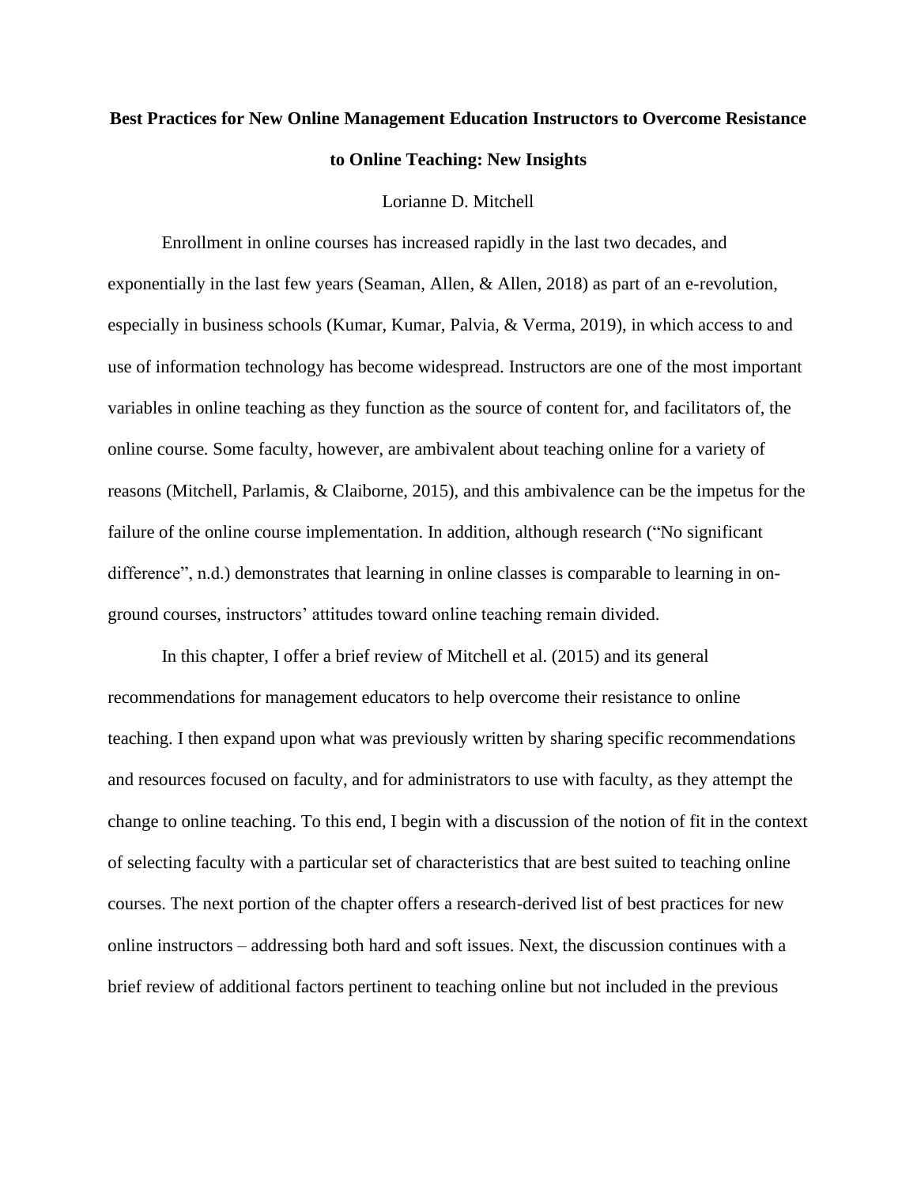# Best Practices for New Online Management Education Instructors to Overcome Resistance to Online Teaching: New Insights

Lorianne D. Mitchell

Enrollment in online courses has increased rapidly in the last two decades, and exponentially in the last few years (Seaman, Allen, & Allen, 2018) as part of an e-revolution, especially in business schools (Kumar, Kumar, Palvia, & Verma, 2019), in which access to and use of information technology has become widespread. Instructors are one of the most important variables in online teaching as they function as the source of content for, and facilitators of, the online course. Some faculty, however, are ambivalent about teaching online for a variety of reasons (Mitchell, Parlamis, & Claiborne, 2015), and this ambivalence can be the impetus for the failure of the online course implementation. In addition, although research ("No significant difference", n.d.) demonstrates that learning in online classes is comparable to learning in on-ground courses, instructors' attitudes toward online teaching remain divided.

In this chapter, I offer a brief review of Mitchell et al. (2015) and its general recommendations for management educators to help overcome their resistance to online teaching. I then expand upon what was previously written by sharing specific recommendations and resources focused on faculty, and for administrators to use with faculty, as they attempt the change to online teaching. To this end, I begin with a discussion of the notion of fit in the context of selecting faculty with a particular set of characteristics that are best suited to teaching online courses. The next portion of the chapter offers a research-derived list of best practices for new online instructors – addressing both hard and soft issues. Next, the discussion continues with a brief review of additional factors pertinent to teaching online but not included in the previous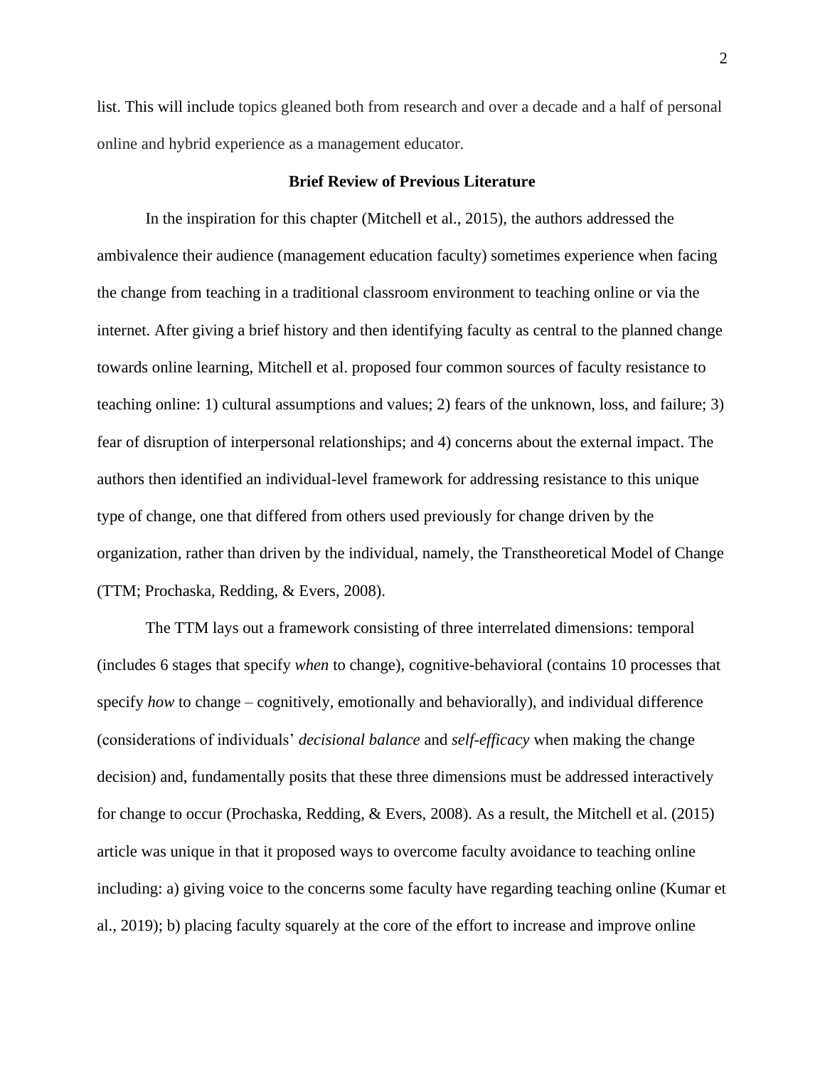list. This will include topics gleaned both from research and over a decade and a half of personal online and hybrid experience as a management educator.

## Brief Review of Previous Literature

In the inspiration for this chapter (Mitchell et al., 2015), the authors addressed the ambivalence their audience (management education faculty) sometimes experience when facing the change from teaching in a traditional classroom environment to teaching online or via the internet. After giving a brief history and then identifying faculty as central to the planned change towards online learning, Mitchell et al. proposed four common sources of faculty resistance to teaching online: 1) cultural assumptions and values; 2) fears of the unknown, loss, and failure; 3) fear of disruption of interpersonal relationships; and 4) concerns about the external impact. The authors then identified an individual-level framework for addressing resistance to this unique type of change, one that differed from others used previously for change driven by the organization, rather than driven by the individual, namely, the Transtheoretical Model of Change (TTM; Prochaska, Redding, & Evers, 2008).

The TTM lays out a framework consisting of three interrelated dimensions: temporal (includes 6 stages that specify *when* to change), cognitive-behavioral (contains 10 processes that specify *how* to change – cognitively, emotionally and behaviorally), and individual difference (considerations of individuals' *decisional balance* and *self-efficacy* when making the change decision) and, fundamentally posits that these three dimensions must be addressed interactively for change to occur (Prochaska, Redding, & Evers, 2008). As a result, the Mitchell et al. (2015) article was unique in that it proposed ways to overcome faculty avoidance to teaching online including: a) giving voice to the concerns some faculty have regarding teaching online (Kumar et al., 2019); b) placing faculty squarely at the core of the effort to increase and improve online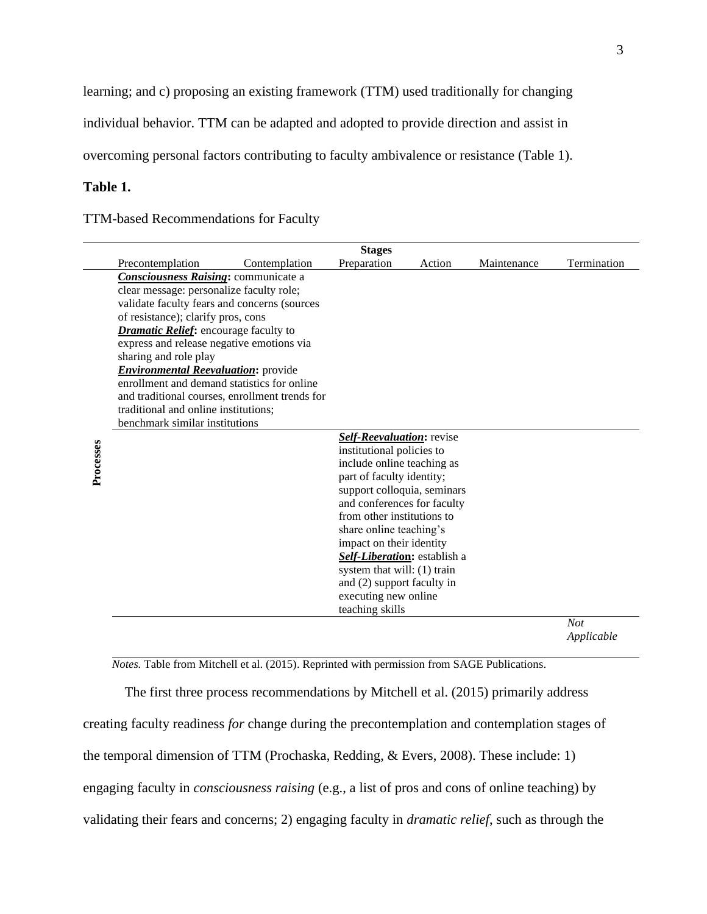learning; and c) proposing an existing framework (TTM) used traditionally for changing individual behavior. TTM can be adapted and adopted to provide direction and assist in overcoming personal factors contributing to faculty ambivalence or resistance (Table 1).

**Table 1.**

TTM-based Recommendations for Faculty

| | Stages | | | | | |
|---|---|---|---|---|---|---|
| | Precontemplation | Contemplation | Preparation | Action | Maintenance | Termination |
| **Processes** | ***Consciousness Raising*:** communicate a clear message: personalize faculty role; validate faculty fears and concerns (sources of resistance); clarify pros, cons<br>***Dramatic Relief*:** encourage faculty to express and release negative emotions via sharing and role play<br>***Environmental Reevaluation*:** provide enrollment and demand statistics for online and traditional courses, enrollment trends for traditional and online institutions; benchmark similar institutions | | | | | |
| | | | ***Self-Reevaluation*:** revise institutional policies to include online teaching as part of faculty identity; support colloquia, seminars and conferences for faculty from other institutions to share online teaching's impact on their identity<br>***Self-Liberation*:** establish a system that will: (1) train and (2) support faculty in executing new online teaching skills | | | |
| | | | | | | *Not Applicable* |

*Notes.* Table from Mitchell et al. (2015). Reprinted with permission from SAGE Publications.

The first three process recommendations by Mitchell et al. (2015) primarily address creating faculty readiness *for* change during the precontemplation and contemplation stages of the temporal dimension of TTM (Prochaska, Redding, & Evers, 2008). These include: 1) engaging faculty in *consciousness raising* (e.g., a list of pros and cons of online teaching) by validating their fears and concerns; 2) engaging faculty in *dramatic relief*, such as through the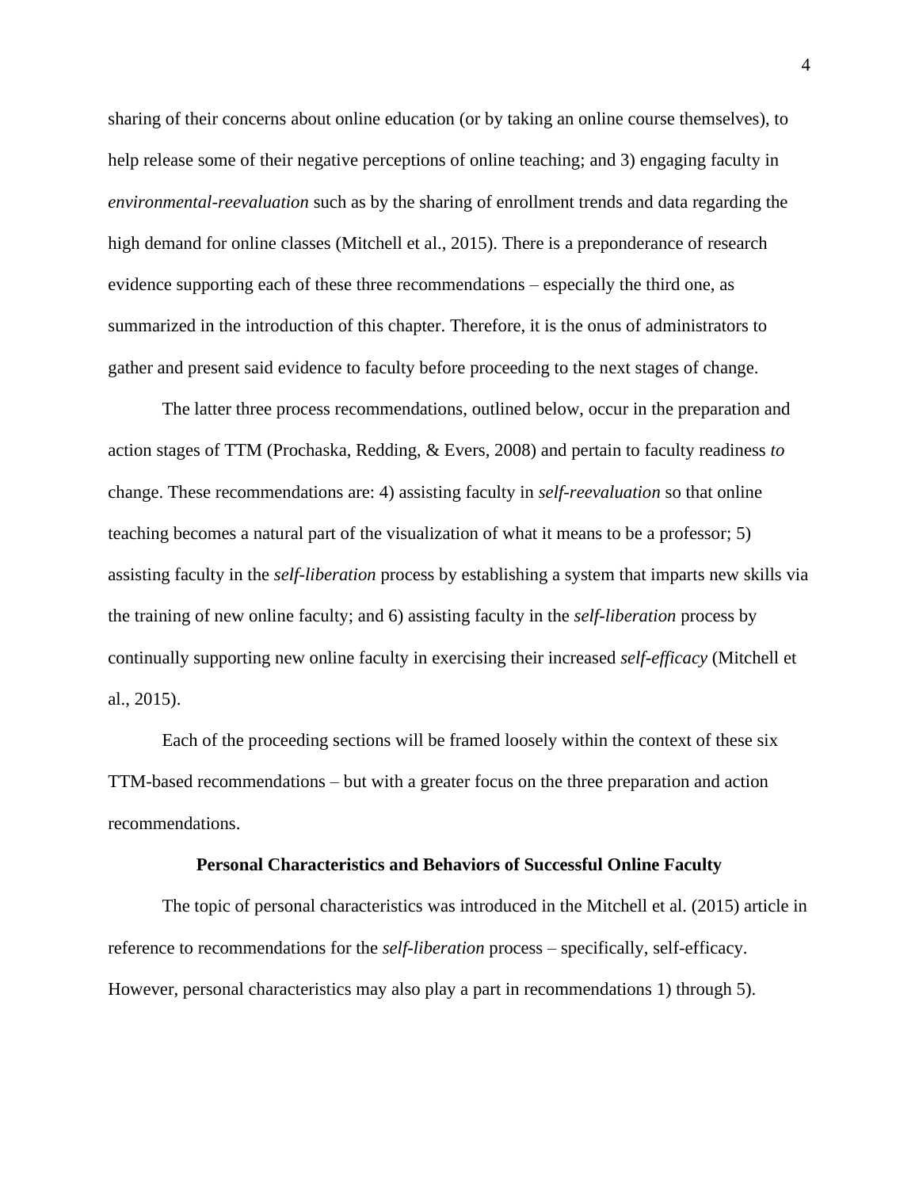sharing of their concerns about online education (or by taking an online course themselves), to help release some of their negative perceptions of online teaching; and 3) engaging faculty in *environmental-reevaluation* such as by the sharing of enrollment trends and data regarding the high demand for online classes (Mitchell et al., 2015). There is a preponderance of research evidence supporting each of these three recommendations – especially the third one, as summarized in the introduction of this chapter. Therefore, it is the onus of administrators to gather and present said evidence to faculty before proceeding to the next stages of change.

The latter three process recommendations, outlined below, occur in the preparation and action stages of TTM (Prochaska, Redding, & Evers, 2008) and pertain to faculty readiness *to* change. These recommendations are: 4) assisting faculty in *self-reevaluation* so that online teaching becomes a natural part of the visualization of what it means to be a professor; 5) assisting faculty in the *self-liberation* process by establishing a system that imparts new skills via the training of new online faculty; and 6) assisting faculty in the *self-liberation* process by continually supporting new online faculty in exercising their increased *self-efficacy* (Mitchell et al., 2015).

Each of the proceeding sections will be framed loosely within the context of these six TTM-based recommendations – but with a greater focus on the three preparation and action recommendations.

## Personal Characteristics and Behaviors of Successful Online Faculty

The topic of personal characteristics was introduced in the Mitchell et al. (2015) article in reference to recommendations for the *self-liberation* process – specifically, self-efficacy. However, personal characteristics may also play a part in recommendations 1) through 5).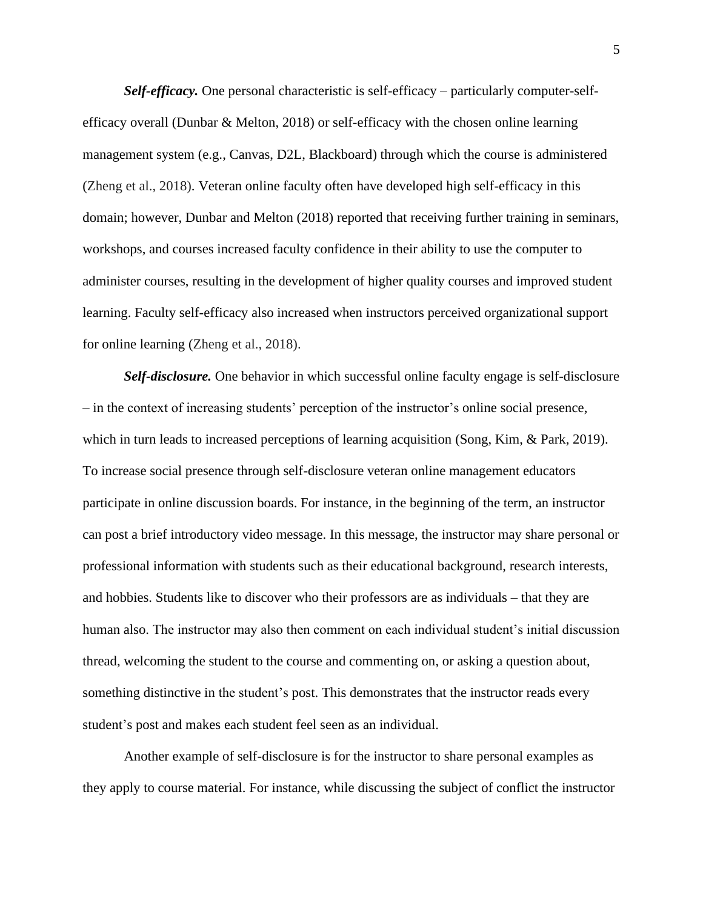***Self-efficacy.*** One personal characteristic is self-efficacy – particularly computer-self-efficacy overall (Dunbar & Melton, 2018) or self-efficacy with the chosen online learning management system (e.g., Canvas, D2L, Blackboard) through which the course is administered (Zheng et al., 2018). Veteran online faculty often have developed high self-efficacy in this domain; however, Dunbar and Melton (2018) reported that receiving further training in seminars, workshops, and courses increased faculty confidence in their ability to use the computer to administer courses, resulting in the development of higher quality courses and improved student learning. Faculty self-efficacy also increased when instructors perceived organizational support for online learning (Zheng et al., 2018).

***Self-disclosure.*** One behavior in which successful online faculty engage is self-disclosure – in the context of increasing students' perception of the instructor's online social presence, which in turn leads to increased perceptions of learning acquisition (Song, Kim, & Park, 2019). To increase social presence through self-disclosure veteran online management educators participate in online discussion boards. For instance, in the beginning of the term, an instructor can post a brief introductory video message. In this message, the instructor may share personal or professional information with students such as their educational background, research interests, and hobbies. Students like to discover who their professors are as individuals – that they are human also. The instructor may also then comment on each individual student's initial discussion thread, welcoming the student to the course and commenting on, or asking a question about, something distinctive in the student's post. This demonstrates that the instructor reads every student's post and makes each student feel seen as an individual.

Another example of self-disclosure is for the instructor to share personal examples as they apply to course material. For instance, while discussing the subject of conflict the instructor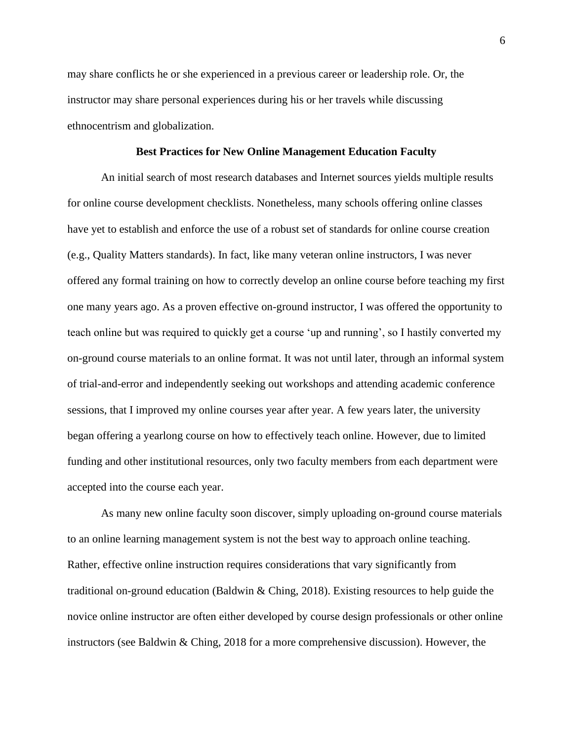may share conflicts he or she experienced in a previous career or leadership role. Or, the instructor may share personal experiences during his or her travels while discussing ethnocentrism and globalization.

## Best Practices for New Online Management Education Faculty

An initial search of most research databases and Internet sources yields multiple results for online course development checklists. Nonetheless, many schools offering online classes have yet to establish and enforce the use of a robust set of standards for online course creation (e.g., Quality Matters standards). In fact, like many veteran online instructors, I was never offered any formal training on how to correctly develop an online course before teaching my first one many years ago. As a proven effective on-ground instructor, I was offered the opportunity to teach online but was required to quickly get a course 'up and running', so I hastily converted my on-ground course materials to an online format. It was not until later, through an informal system of trial-and-error and independently seeking out workshops and attending academic conference sessions, that I improved my online courses year after year. A few years later, the university began offering a yearlong course on how to effectively teach online. However, due to limited funding and other institutional resources, only two faculty members from each department were accepted into the course each year.

As many new online faculty soon discover, simply uploading on-ground course materials to an online learning management system is not the best way to approach online teaching. Rather, effective online instruction requires considerations that vary significantly from traditional on-ground education (Baldwin & Ching, 2018). Existing resources to help guide the novice online instructor are often either developed by course design professionals or other online instructors (see Baldwin & Ching, 2018 for a more comprehensive discussion). However, the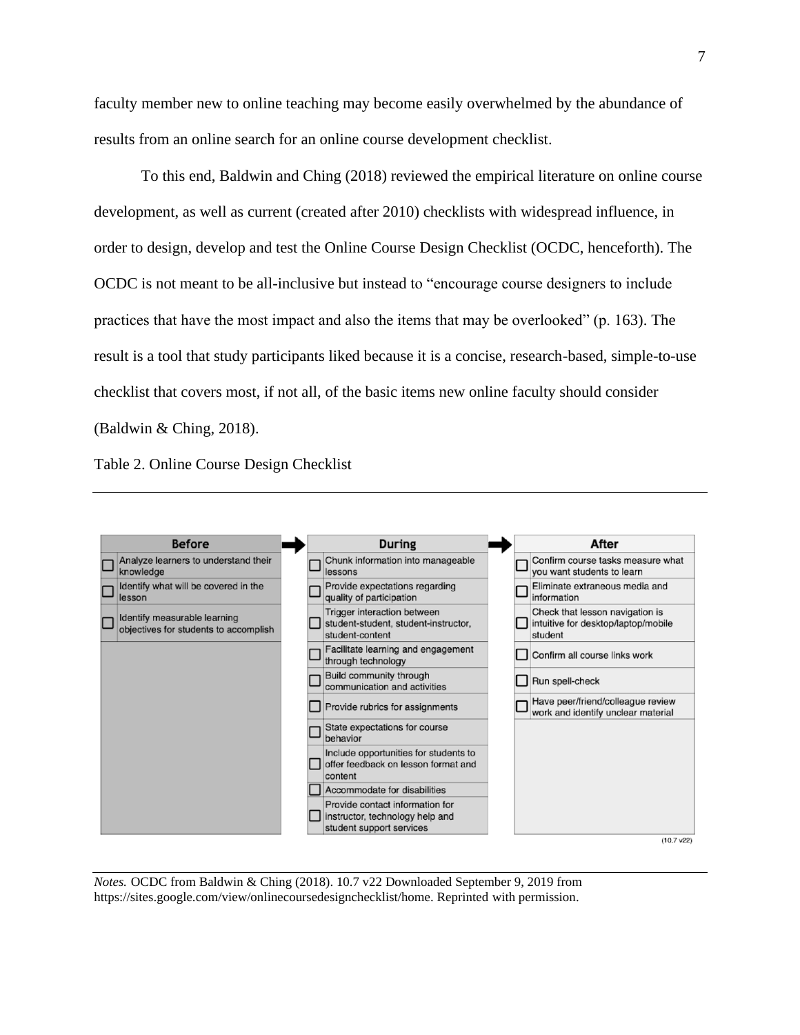faculty member new to online teaching may become easily overwhelmed by the abundance of results from an online search for an online course development checklist.

To this end, Baldwin and Ching (2018) reviewed the empirical literature on online course development, as well as current (created after 2010) checklists with widespread influence, in order to design, develop and test the Online Course Design Checklist (OCDC, henceforth). The OCDC is not meant to be all-inclusive but instead to "encourage course designers to include practices that have the most impact and also the items that may be overlooked" (p. 163). The result is a tool that study participants liked because it is a concise, research-based, simple-to-use checklist that covers most, if not all, of the basic items new online faculty should consider (Baldwin & Ching, 2018).

Table 2. Online Course Design Checklist

| Before | During | After |
| --- | --- | --- |
| ☐ Analyze learners to understand their knowledge | ☐ Chunk information into manageable lessons | ☐ Confirm course tasks measure what you want students to learn |
| ☐ Identify what will be covered in the lesson | ☐ Provide expectations regarding quality of participation | ☐ Eliminate extraneous media and information |
| ☐ Identify measurable learning objectives for students to accomplish | ☐ Trigger interaction between student-student, student-instructor, student-content | ☐ Check that lesson navigation is intuitive for desktop/laptop/mobile student |
| | ☐ Facilitate learning and engagement through technology | ☐ Confirm all course links work |
| | ☐ Build community through communication and activities | ☐ Run spell-check |
| | ☐ Provide rubrics for assignments | ☐ Have peer/friend/colleague review work and identify unclear material |
| | ☐ State expectations for course behavior | |
| | ☐ Include opportunities for students to offer feedback on lesson format and content | |
| | ☐ Accommodate for disabilities | |
| | ☐ Provide contact information for instructor, technology help and student support services | |

(10.7 v22)

*Notes.* OCDC from Baldwin & Ching (2018). 10.7 v22 Downloaded September 9, 2019 from https://sites.google.com/view/onlinecoursedesignchecklist/home. Reprinted with permission.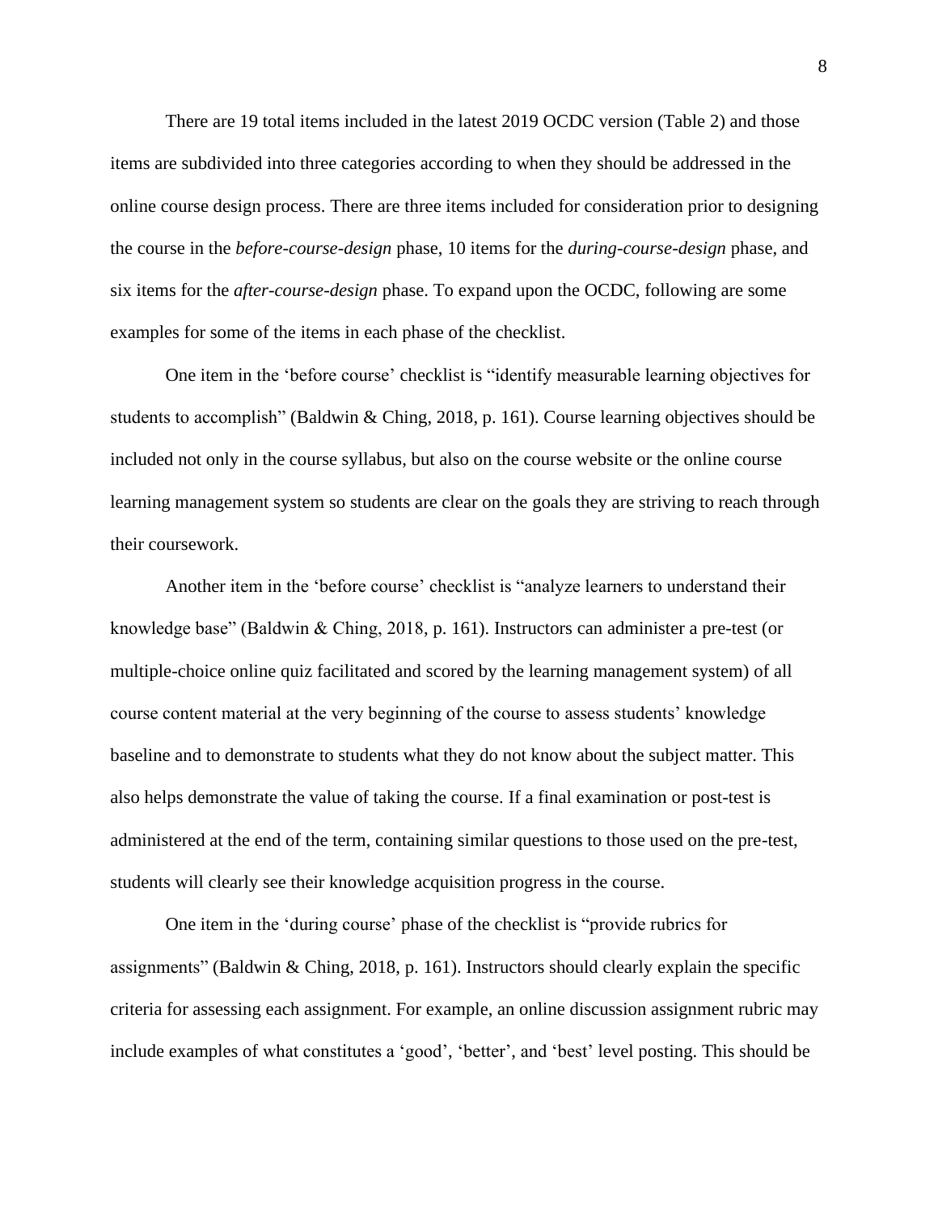There are 19 total items included in the latest 2019 OCDC version (Table 2) and those items are subdivided into three categories according to when they should be addressed in the online course design process. There are three items included for consideration prior to designing the course in the *before-course-design* phase, 10 items for the *during-course-design* phase, and six items for the *after-course-design* phase. To expand upon the OCDC, following are some examples for some of the items in each phase of the checklist.

One item in the 'before course' checklist is "identify measurable learning objectives for students to accomplish" (Baldwin & Ching, 2018, p. 161). Course learning objectives should be included not only in the course syllabus, but also on the course website or the online course learning management system so students are clear on the goals they are striving to reach through their coursework.

Another item in the 'before course' checklist is "analyze learners to understand their knowledge base" (Baldwin & Ching, 2018, p. 161). Instructors can administer a pre-test (or multiple-choice online quiz facilitated and scored by the learning management system) of all course content material at the very beginning of the course to assess students' knowledge baseline and to demonstrate to students what they do not know about the subject matter. This also helps demonstrate the value of taking the course. If a final examination or post-test is administered at the end of the term, containing similar questions to those used on the pre-test, students will clearly see their knowledge acquisition progress in the course.

One item in the 'during course' phase of the checklist is "provide rubrics for assignments" (Baldwin & Ching, 2018, p. 161). Instructors should clearly explain the specific criteria for assessing each assignment. For example, an online discussion assignment rubric may include examples of what constitutes a 'good', 'better', and 'best' level posting. This should be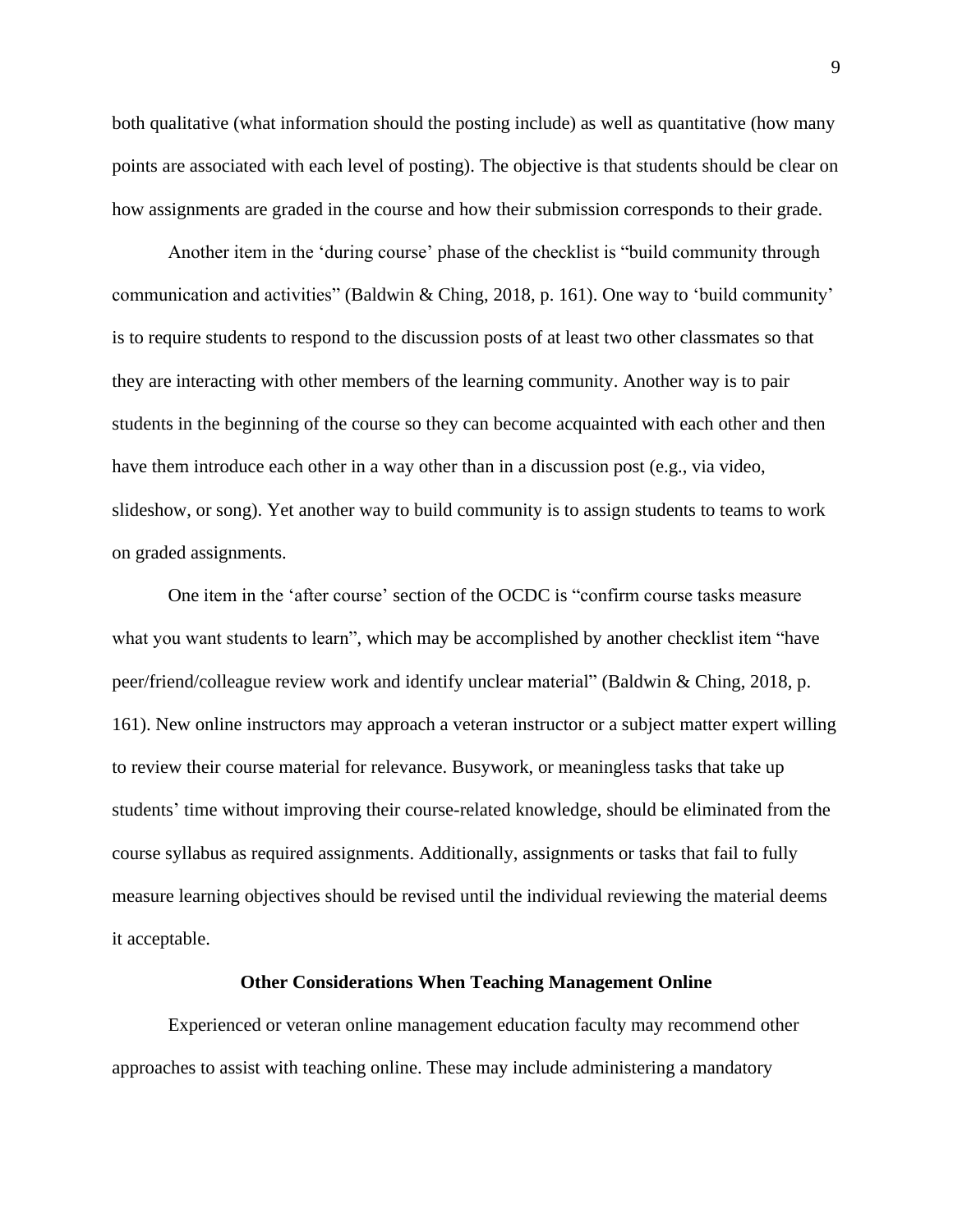both qualitative (what information should the posting include) as well as quantitative (how many points are associated with each level of posting). The objective is that students should be clear on how assignments are graded in the course and how their submission corresponds to their grade.

Another item in the 'during course' phase of the checklist is "build community through communication and activities" (Baldwin & Ching, 2018, p. 161). One way to 'build community' is to require students to respond to the discussion posts of at least two other classmates so that they are interacting with other members of the learning community. Another way is to pair students in the beginning of the course so they can become acquainted with each other and then have them introduce each other in a way other than in a discussion post (e.g., via video, slideshow, or song). Yet another way to build community is to assign students to teams to work on graded assignments.

One item in the 'after course' section of the OCDC is "confirm course tasks measure what you want students to learn", which may be accomplished by another checklist item "have peer/friend/colleague review work and identify unclear material" (Baldwin & Ching, 2018, p. 161). New online instructors may approach a veteran instructor or a subject matter expert willing to review their course material for relevance. Busywork, or meaningless tasks that take up students' time without improving their course-related knowledge, should be eliminated from the course syllabus as required assignments. Additionally, assignments or tasks that fail to fully measure learning objectives should be revised until the individual reviewing the material deems it acceptable.

## Other Considerations When Teaching Management Online

Experienced or veteran online management education faculty may recommend other approaches to assist with teaching online. These may include administering a mandatory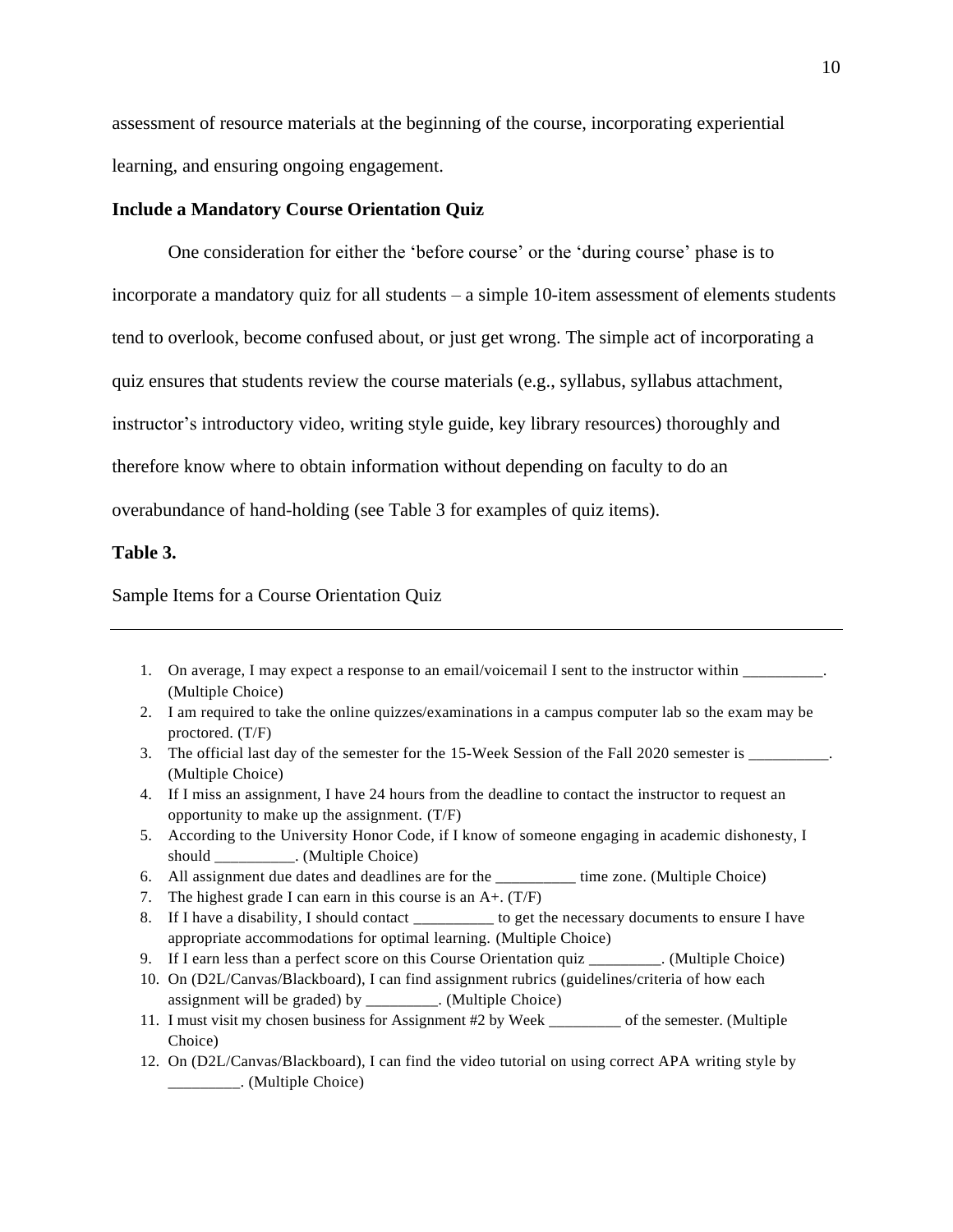assessment of resource materials at the beginning of the course, incorporating experiential learning, and ensuring ongoing engagement.

### Include a Mandatory Course Orientation Quiz

One consideration for either the 'before course' or the 'during course' phase is to incorporate a mandatory quiz for all students – a simple 10-item assessment of elements students tend to overlook, become confused about, or just get wrong. The simple act of incorporating a quiz ensures that students review the course materials (e.g., syllabus, syllabus attachment, instructor's introductory video, writing style guide, key library resources) thoroughly and therefore know where to obtain information without depending on faculty to do an overabundance of hand-holding (see Table 3 for examples of quiz items).

**Table 3.**

Sample Items for a Course Orientation Quiz

---

1. On average, I may expect a response to an email/voicemail I sent to the instructor within __________. (Multiple Choice)
2. I am required to take the online quizzes/examinations in a campus computer lab so the exam may be proctored. (T/F)
3. The official last day of the semester for the 15-Week Session of the Fall 2020 semester is __________. (Multiple Choice)
4. If I miss an assignment, I have 24 hours from the deadline to contact the instructor to request an opportunity to make up the assignment. (T/F)
5. According to the University Honor Code, if I know of someone engaging in academic dishonesty, I should __________. (Multiple Choice)
6. All assignment due dates and deadlines are for the __________ time zone. (Multiple Choice)
7. The highest grade I can earn in this course is an A+. (T/F)
8. If I have a disability, I should contact __________ to get the necessary documents to ensure I have appropriate accommodations for optimal learning. (Multiple Choice)
9. If I earn less than a perfect score on this Course Orientation quiz _________. (Multiple Choice)
10. On (D2L/Canvas/Blackboard), I can find assignment rubrics (guidelines/criteria of how each assignment will be graded) by _________. (Multiple Choice)
11. I must visit my chosen business for Assignment #2 by Week _________ of the semester. (Multiple Choice)
12. On (D2L/Canvas/Blackboard), I can find the video tutorial on using correct APA writing style by _________. (Multiple Choice)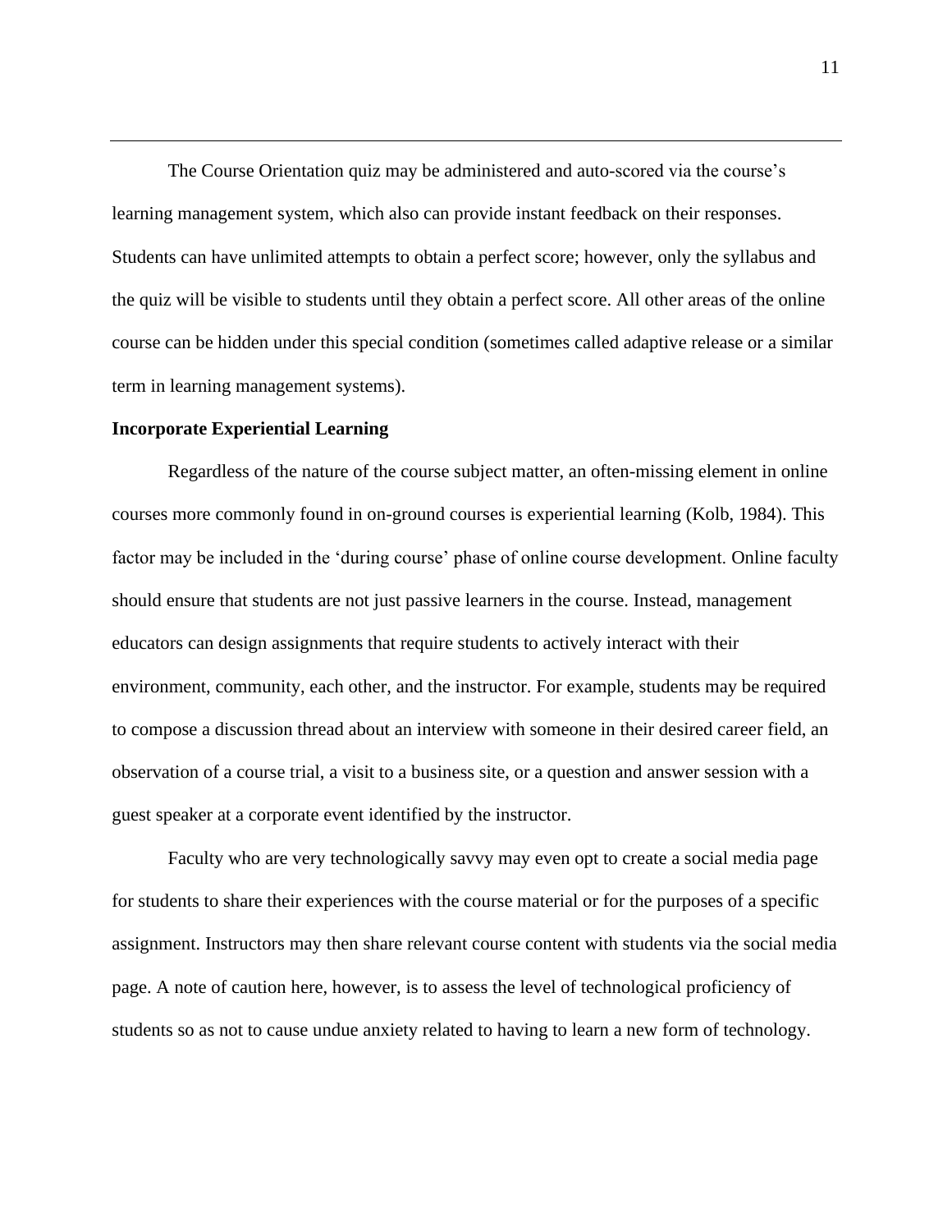The Course Orientation quiz may be administered and auto-scored via the course's learning management system, which also can provide instant feedback on their responses. Students can have unlimited attempts to obtain a perfect score; however, only the syllabus and the quiz will be visible to students until they obtain a perfect score. All other areas of the online course can be hidden under this special condition (sometimes called adaptive release or a similar term in learning management systems).

**Incorporate Experiential Learning**

Regardless of the nature of the course subject matter, an often-missing element in online courses more commonly found in on-ground courses is experiential learning (Kolb, 1984). This factor may be included in the 'during course' phase of online course development. Online faculty should ensure that students are not just passive learners in the course. Instead, management educators can design assignments that require students to actively interact with their environment, community, each other, and the instructor. For example, students may be required to compose a discussion thread about an interview with someone in their desired career field, an observation of a course trial, a visit to a business site, or a question and answer session with a guest speaker at a corporate event identified by the instructor.

Faculty who are very technologically savvy may even opt to create a social media page for students to share their experiences with the course material or for the purposes of a specific assignment. Instructors may then share relevant course content with students via the social media page. A note of caution here, however, is to assess the level of technological proficiency of students so as not to cause undue anxiety related to having to learn a new form of technology.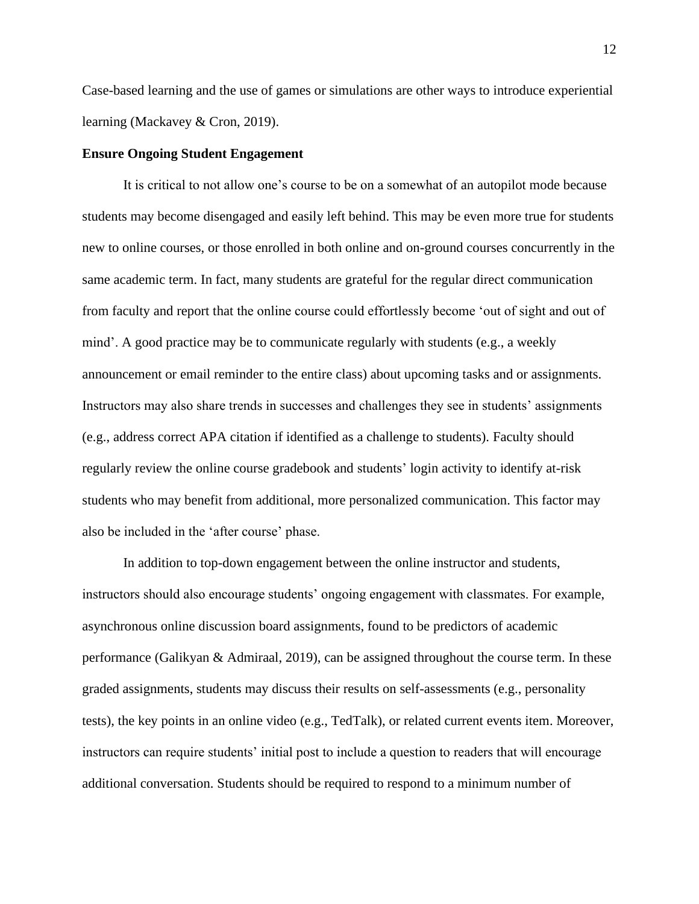Case-based learning and the use of games or simulations are other ways to introduce experiential learning (Mackavey & Cron, 2019).

**Ensure Ongoing Student Engagement**

It is critical to not allow one's course to be on a somewhat of an autopilot mode because students may become disengaged and easily left behind. This may be even more true for students new to online courses, or those enrolled in both online and on-ground courses concurrently in the same academic term. In fact, many students are grateful for the regular direct communication from faculty and report that the online course could effortlessly become 'out of sight and out of mind'. A good practice may be to communicate regularly with students (e.g., a weekly announcement or email reminder to the entire class) about upcoming tasks and or assignments. Instructors may also share trends in successes and challenges they see in students' assignments (e.g., address correct APA citation if identified as a challenge to students). Faculty should regularly review the online course gradebook and students' login activity to identify at-risk students who may benefit from additional, more personalized communication. This factor may also be included in the 'after course' phase.

In addition to top-down engagement between the online instructor and students, instructors should also encourage students' ongoing engagement with classmates. For example, asynchronous online discussion board assignments, found to be predictors of academic performance (Galikyan & Admiraal, 2019), can be assigned throughout the course term. In these graded assignments, students may discuss their results on self-assessments (e.g., personality tests), the key points in an online video (e.g., TedTalk), or related current events item. Moreover, instructors can require students' initial post to include a question to readers that will encourage additional conversation. Students should be required to respond to a minimum number of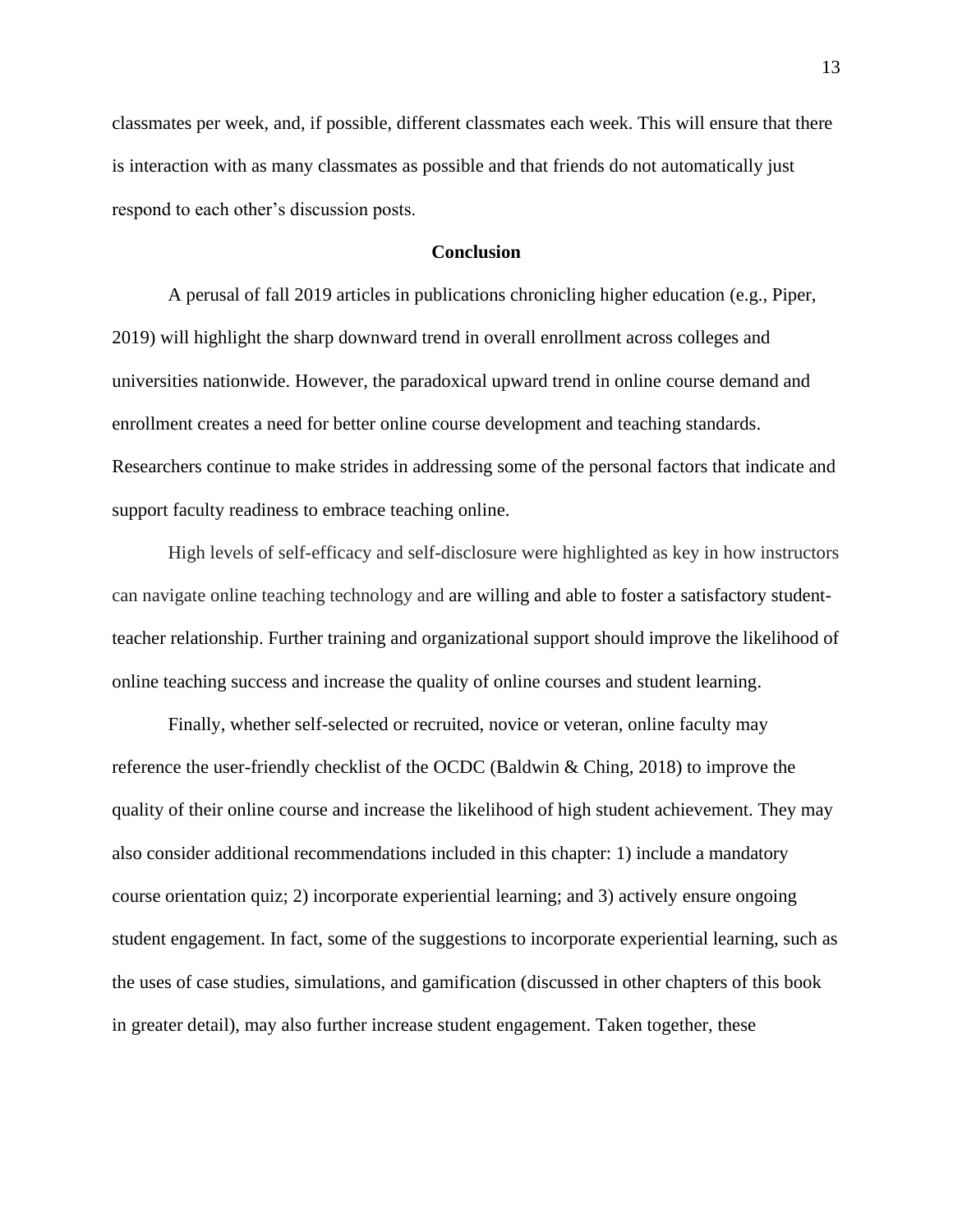classmates per week, and, if possible, different classmates each week. This will ensure that there is interaction with as many classmates as possible and that friends do not automatically just respond to each other's discussion posts.

## Conclusion

A perusal of fall 2019 articles in publications chronicling higher education (e.g., Piper, 2019) will highlight the sharp downward trend in overall enrollment across colleges and universities nationwide. However, the paradoxical upward trend in online course demand and enrollment creates a need for better online course development and teaching standards. Researchers continue to make strides in addressing some of the personal factors that indicate and support faculty readiness to embrace teaching online.

High levels of self-efficacy and self-disclosure were highlighted as key in how instructors can navigate online teaching technology and are willing and able to foster a satisfactory student-teacher relationship. Further training and organizational support should improve the likelihood of online teaching success and increase the quality of online courses and student learning.

Finally, whether self-selected or recruited, novice or veteran, online faculty may reference the user-friendly checklist of the OCDC (Baldwin & Ching, 2018) to improve the quality of their online course and increase the likelihood of high student achievement. They may also consider additional recommendations included in this chapter: 1) include a mandatory course orientation quiz; 2) incorporate experiential learning; and 3) actively ensure ongoing student engagement. In fact, some of the suggestions to incorporate experiential learning, such as the uses of case studies, simulations, and gamification (discussed in other chapters of this book in greater detail), may also further increase student engagement. Taken together, these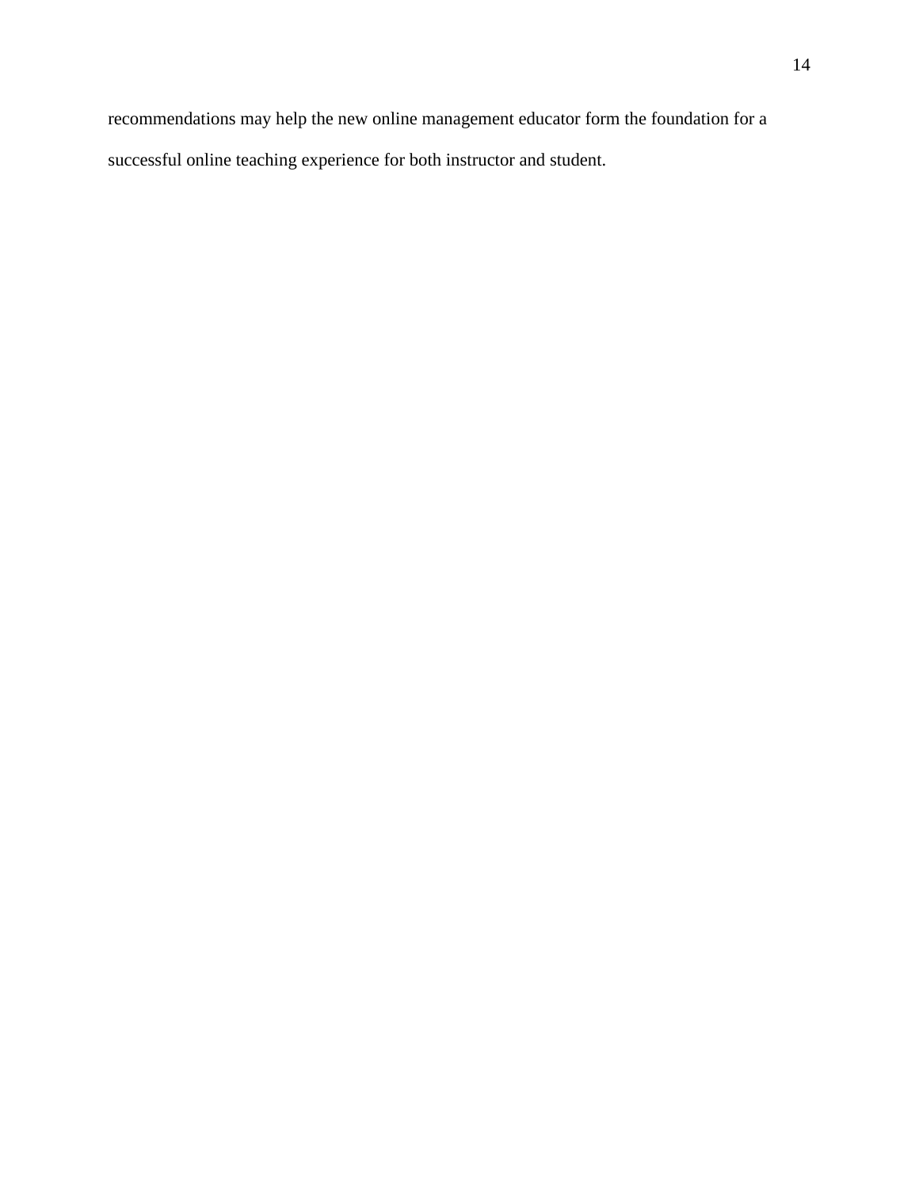recommendations may help the new online management educator form the foundation for a successful online teaching experience for both instructor and student.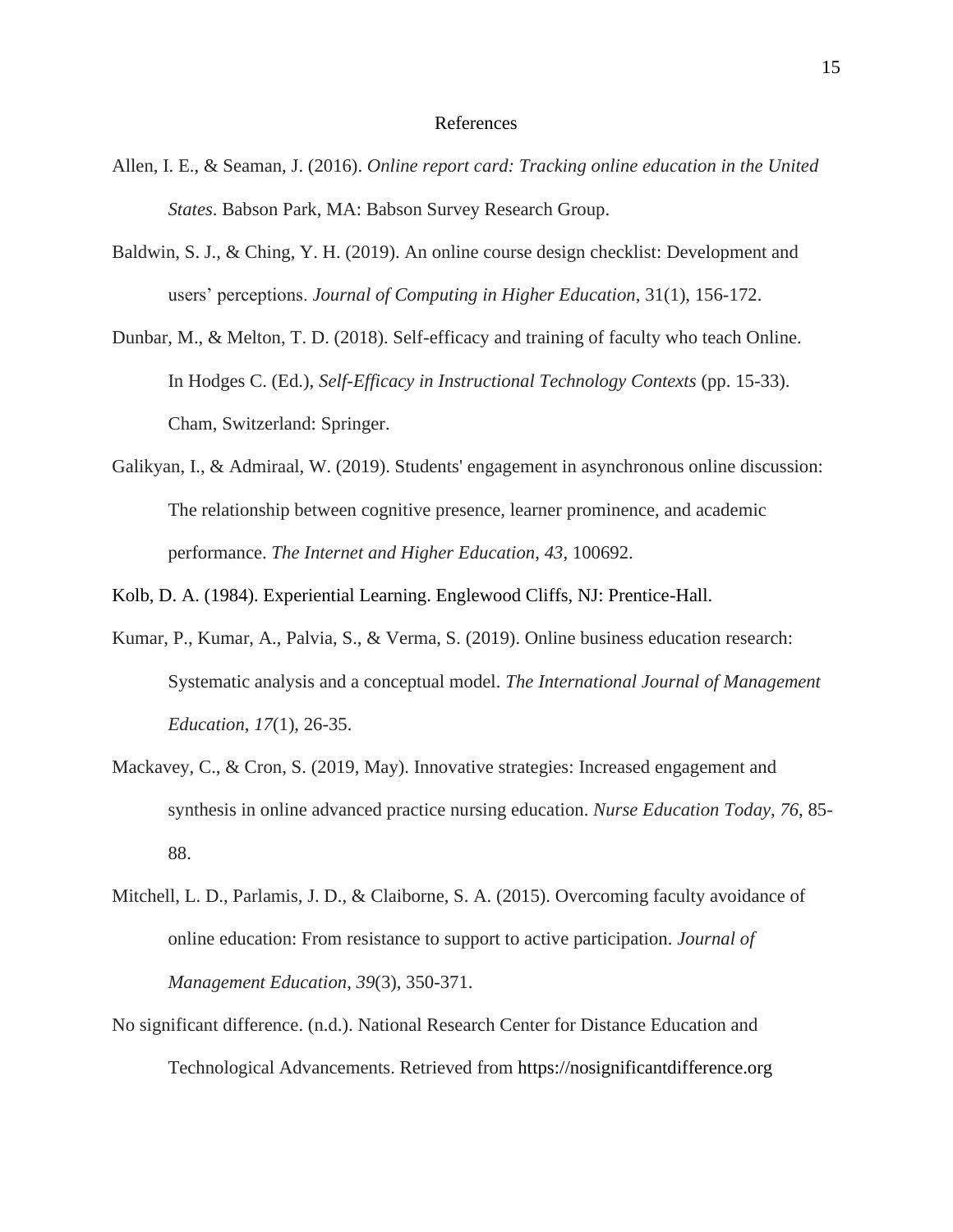# References

Allen, I. E., & Seaman, J. (2016). *Online report card: Tracking online education in the United States*. Babson Park, MA: Babson Survey Research Group.

Baldwin, S. J., & Ching, Y. H. (2019). An online course design checklist: Development and users' perceptions. *Journal of Computing in Higher Education*, 31(1), 156-172.

Dunbar, M., & Melton, T. D. (2018). Self-efficacy and training of faculty who teach Online. In Hodges C. (Ed.), *Self-Efficacy in Instructional Technology Contexts* (pp. 15-33). Cham, Switzerland: Springer.

Galikyan, I., & Admiraal, W. (2019). Students' engagement in asynchronous online discussion: The relationship between cognitive presence, learner prominence, and academic performance. *The Internet and Higher Education*, *43*, 100692.

Kolb, D. A. (1984). Experiential Learning. Englewood Cliffs, NJ: Prentice-Hall.

Kumar, P., Kumar, A., Palvia, S., & Verma, S. (2019). Online business education research: Systematic analysis and a conceptual model. *The International Journal of Management Education*, *17*(1), 26-35.

Mackavey, C., & Cron, S. (2019, May). Innovative strategies: Increased engagement and synthesis in online advanced practice nursing education. *Nurse Education Today*, *76*, 85-88.

Mitchell, L. D., Parlamis, J. D., & Claiborne, S. A. (2015). Overcoming faculty avoidance of online education: From resistance to support to active participation. *Journal of Management Education*, *39*(3), 350-371.

No significant difference. (n.d.). National Research Center for Distance Education and Technological Advancements. Retrieved from https://nosignificantdifference.org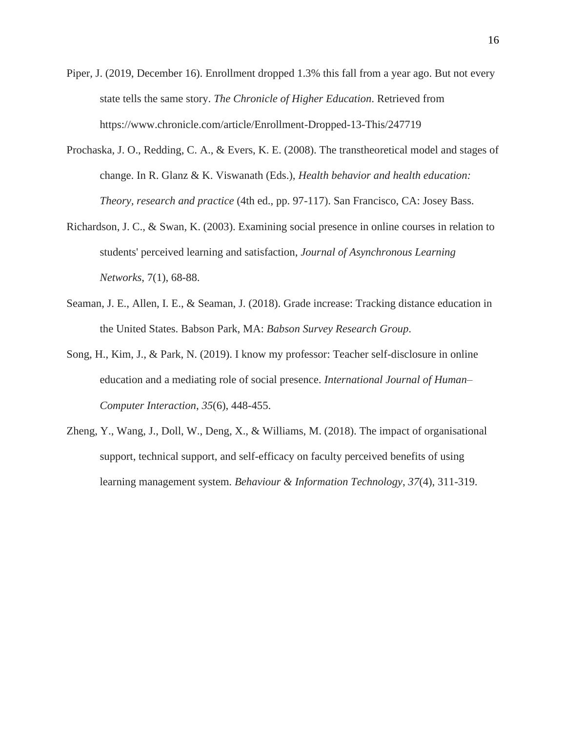Piper, J. (2019, December 16). Enrollment dropped 1.3% this fall from a year ago. But not every state tells the same story. *The Chronicle of Higher Education*. Retrieved from https://www.chronicle.com/article/Enrollment-Dropped-13-This/247719

Prochaska, J. O., Redding, C. A., & Evers, K. E. (2008). The transtheoretical model and stages of change. In R. Glanz & K. Viswanath (Eds.), *Health behavior and health education: Theory, research and practice* (4th ed., pp. 97-117). San Francisco, CA: Josey Bass.

Richardson, J. C., & Swan, K. (2003). Examining social presence in online courses in relation to students' perceived learning and satisfaction, *Journal of Asynchronous Learning Networks*, 7(1), 68-88.

Seaman, J. E., Allen, I. E., & Seaman, J. (2018). Grade increase: Tracking distance education in the United States. Babson Park, MA: *Babson Survey Research Group*.

Song, H., Kim, J., & Park, N. (2019). I know my professor: Teacher self-disclosure in online education and a mediating role of social presence. *International Journal of Human–Computer Interaction*, *35*(6), 448-455.

Zheng, Y., Wang, J., Doll, W., Deng, X., & Williams, M. (2018). The impact of organisational support, technical support, and self-efficacy on faculty perceived benefits of using learning management system. *Behaviour & Information Technology*, *37*(4), 311-319.